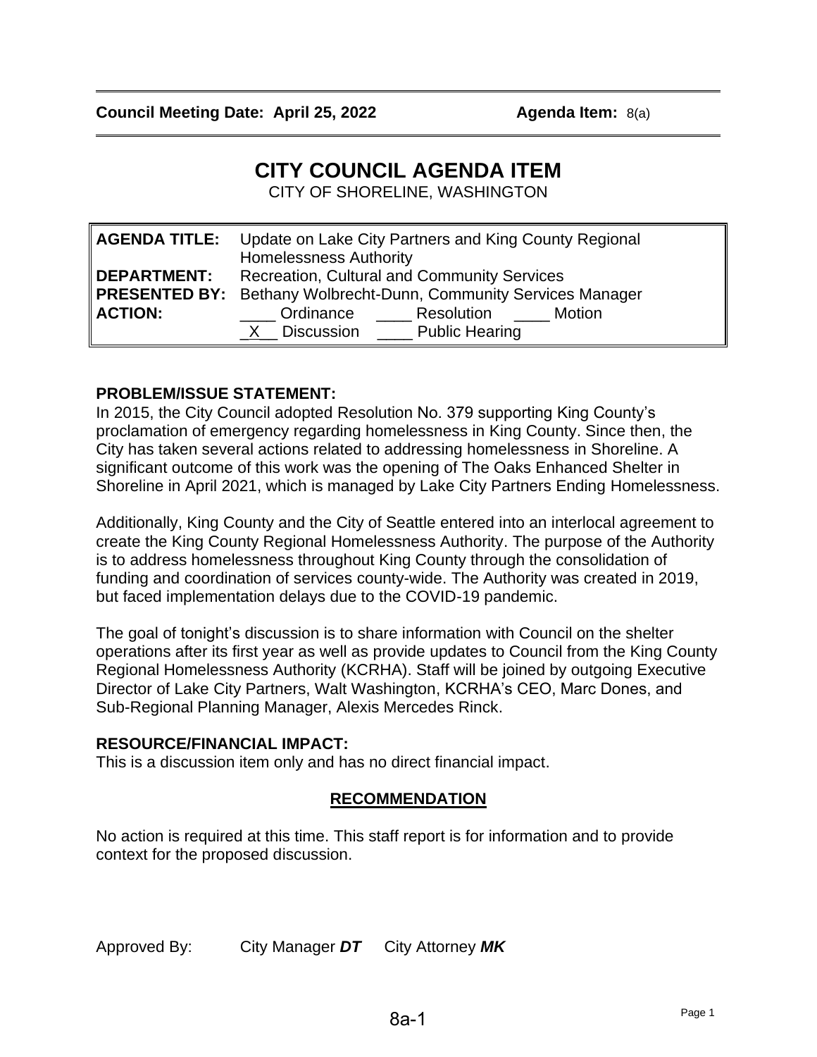**Council Meeting Date: April 25, 2022** **Agenda Item:** 8(a)

# CITY COUNCIL AGENDA ITEM

CITY OF SHORELINE, WASHINGTON

| | |
|---|---|
| **AGENDA TITLE:** | Update on Lake City Partners and King County Regional Homelessness Authority |
| **DEPARTMENT:** | Recreation, Cultural and Community Services |
| **PRESENTED BY:** | Bethany Wolbrecht-Dunn, Community Services Manager |
| **ACTION:** | ____ Ordinance ____ Resolution ____ Motion<br>_X__ Discussion ____ Public Hearing |

## PROBLEM/ISSUE STATEMENT:

In 2015, the City Council adopted Resolution No. 379 supporting King County's proclamation of emergency regarding homelessness in King County. Since then, the City has taken several actions related to addressing homelessness in Shoreline. A significant outcome of this work was the opening of The Oaks Enhanced Shelter in Shoreline in April 2021, which is managed by Lake City Partners Ending Homelessness.

Additionally, King County and the City of Seattle entered into an interlocal agreement to create the King County Regional Homelessness Authority. The purpose of the Authority is to address homelessness throughout King County through the consolidation of funding and coordination of services county-wide. The Authority was created in 2019, but faced implementation delays due to the COVID-19 pandemic.

The goal of tonight's discussion is to share information with Council on the shelter operations after its first year as well as provide updates to Council from the King County Regional Homelessness Authority (KCRHA). Staff will be joined by outgoing Executive Director of Lake City Partners, Walt Washington, KCRHA's CEO, Marc Dones, and Sub-Regional Planning Manager, Alexis Mercedes Rinck.

## RESOURCE/FINANCIAL IMPACT:

This is a discussion item only and has no direct financial impact.

## RECOMMENDATION

No action is required at this time. This staff report is for information and to provide context for the proposed discussion.

Approved By: City Manager ***DT*** City Attorney ***MK***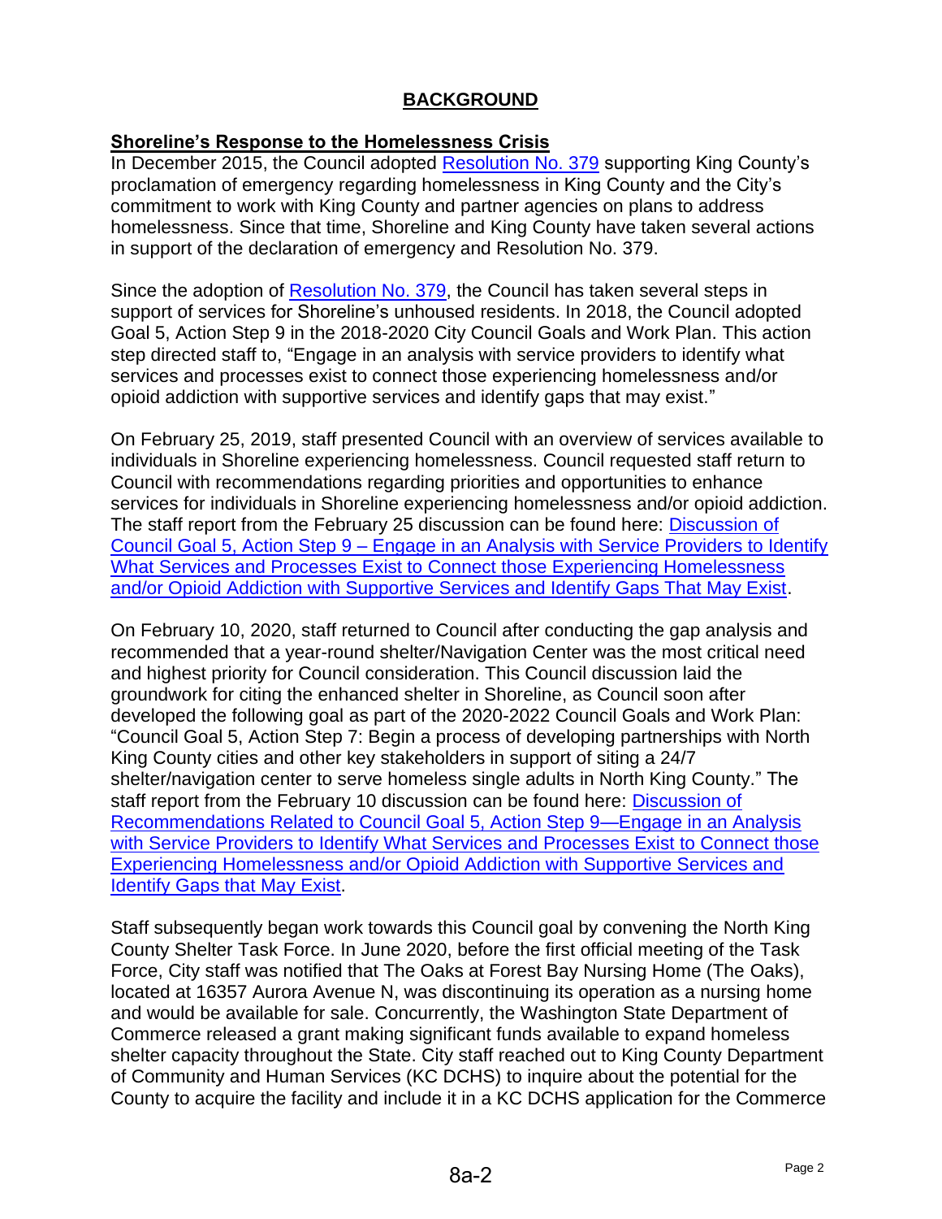# BACKGROUND

## Shoreline's Response to the Homelessness Crisis

In December 2015, the Council adopted Resolution No. 379 supporting King County's proclamation of emergency regarding homelessness in King County and the City's commitment to work with King County and partner agencies on plans to address homelessness. Since that time, Shoreline and King County have taken several actions in support of the declaration of emergency and Resolution No. 379.

Since the adoption of Resolution No. 379, the Council has taken several steps in support of services for Shoreline's unhoused residents. In 2018, the Council adopted Goal 5, Action Step 9 in the 2018-2020 City Council Goals and Work Plan. This action step directed staff to, "Engage in an analysis with service providers to identify what services and processes exist to connect those experiencing homelessness and/or opioid addiction with supportive services and identify gaps that may exist."

On February 25, 2019, staff presented Council with an overview of services available to individuals in Shoreline experiencing homelessness. Council requested staff return to Council with recommendations regarding priorities and opportunities to enhance services for individuals in Shoreline experiencing homelessness and/or opioid addiction. The staff report from the February 25 discussion can be found here: Discussion of Council Goal 5, Action Step 9 – Engage in an Analysis with Service Providers to Identify What Services and Processes Exist to Connect those Experiencing Homelessness and/or Opioid Addiction with Supportive Services and Identify Gaps That May Exist.

On February 10, 2020, staff returned to Council after conducting the gap analysis and recommended that a year-round shelter/Navigation Center was the most critical need and highest priority for Council consideration. This Council discussion laid the groundwork for citing the enhanced shelter in Shoreline, as Council soon after developed the following goal as part of the 2020-2022 Council Goals and Work Plan: "Council Goal 5, Action Step 7: Begin a process of developing partnerships with North King County cities and other key stakeholders in support of siting a 24/7 shelter/navigation center to serve homeless single adults in North King County." The staff report from the February 10 discussion can be found here: Discussion of Recommendations Related to Council Goal 5, Action Step 9—Engage in an Analysis with Service Providers to Identify What Services and Processes Exist to Connect those Experiencing Homelessness and/or Opioid Addiction with Supportive Services and Identify Gaps that May Exist.

Staff subsequently began work towards this Council goal by convening the North King County Shelter Task Force. In June 2020, before the first official meeting of the Task Force, City staff was notified that The Oaks at Forest Bay Nursing Home (The Oaks), located at 16357 Aurora Avenue N, was discontinuing its operation as a nursing home and would be available for sale. Concurrently, the Washington State Department of Commerce released a grant making significant funds available to expand homeless shelter capacity throughout the State. City staff reached out to King County Department of Community and Human Services (KC DCHS) to inquire about the potential for the County to acquire the facility and include it in a KC DCHS application for the Commerce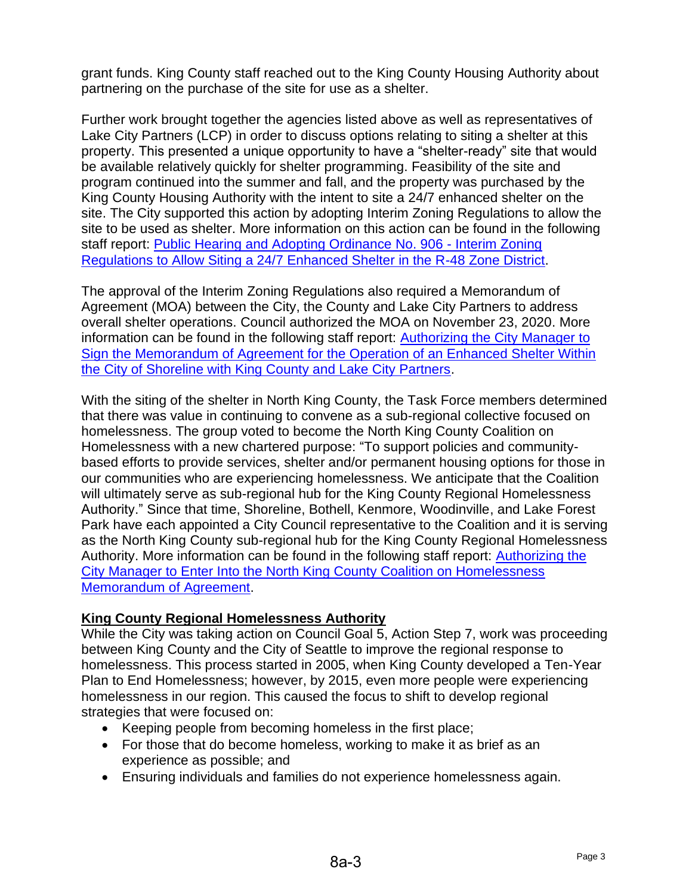grant funds. King County staff reached out to the King County Housing Authority about partnering on the purchase of the site for use as a shelter.

Further work brought together the agencies listed above as well as representatives of Lake City Partners (LCP) in order to discuss options relating to siting a shelter at this property. This presented a unique opportunity to have a "shelter-ready" site that would be available relatively quickly for shelter programming. Feasibility of the site and program continued into the summer and fall, and the property was purchased by the King County Housing Authority with the intent to site a 24/7 enhanced shelter on the site. The City supported this action by adopting Interim Zoning Regulations to allow the site to be used as shelter. More information on this action can be found in the following staff report: Public Hearing and Adopting Ordinance No. 906 - Interim Zoning Regulations to Allow Siting a 24/7 Enhanced Shelter in the R-48 Zone District.

The approval of the Interim Zoning Regulations also required a Memorandum of Agreement (MOA) between the City, the County and Lake City Partners to address overall shelter operations. Council authorized the MOA on November 23, 2020. More information can be found in the following staff report: Authorizing the City Manager to Sign the Memorandum of Agreement for the Operation of an Enhanced Shelter Within the City of Shoreline with King County and Lake City Partners.

With the siting of the shelter in North King County, the Task Force members determined that there was value in continuing to convene as a sub-regional collective focused on homelessness. The group voted to become the North King County Coalition on Homelessness with a new chartered purpose: "To support policies and community-based efforts to provide services, shelter and/or permanent housing options for those in our communities who are experiencing homelessness. We anticipate that the Coalition will ultimately serve as sub-regional hub for the King County Regional Homelessness Authority." Since that time, Shoreline, Bothell, Kenmore, Woodinville, and Lake Forest Park have each appointed a City Council representative to the Coalition and it is serving as the North King County sub-regional hub for the King County Regional Homelessness Authority. More information can be found in the following staff report: Authorizing the City Manager to Enter Into the North King County Coalition on Homelessness Memorandum of Agreement.

**King County Regional Homelessness Authority**

While the City was taking action on Council Goal 5, Action Step 7, work was proceeding between King County and the City of Seattle to improve the regional response to homelessness. This process started in 2005, when King County developed a Ten-Year Plan to End Homelessness; however, by 2015, even more people were experiencing homelessness in our region. This caused the focus to shift to develop regional strategies that were focused on:

- Keeping people from becoming homeless in the first place;
- For those that do become homeless, working to make it as brief as an experience as possible; and
- Ensuring individuals and families do not experience homelessness again.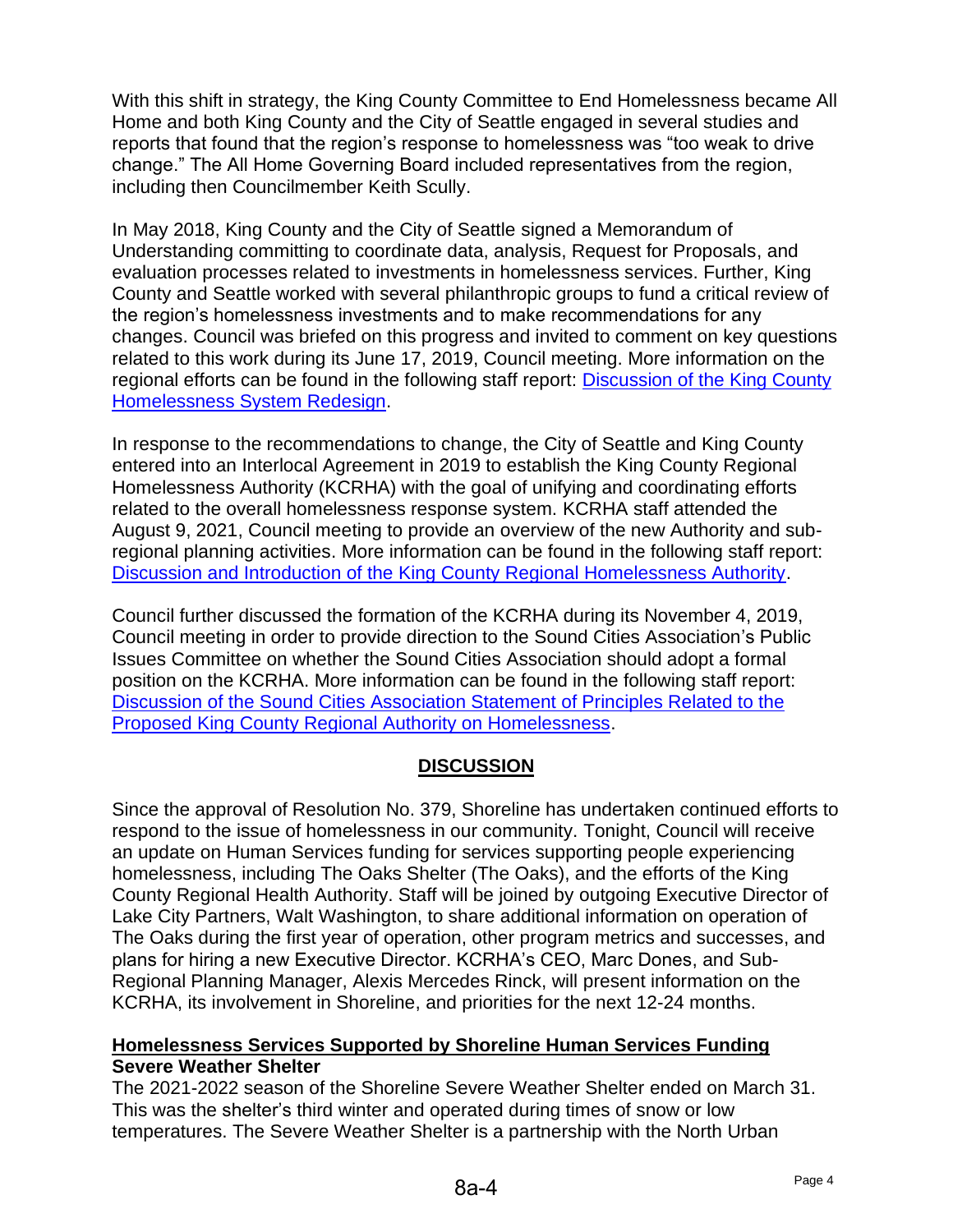With this shift in strategy, the King County Committee to End Homelessness became All Home and both King County and the City of Seattle engaged in several studies and reports that found that the region's response to homelessness was "too weak to drive change." The All Home Governing Board included representatives from the region, including then Councilmember Keith Scully.

In May 2018, King County and the City of Seattle signed a Memorandum of Understanding committing to coordinate data, analysis, Request for Proposals, and evaluation processes related to investments in homelessness services. Further, King County and Seattle worked with several philanthropic groups to fund a critical review of the region's homelessness investments and to make recommendations for any changes. Council was briefed on this progress and invited to comment on key questions related to this work during its June 17, 2019, Council meeting. More information on the regional efforts can be found in the following staff report: Discussion of the King County Homelessness System Redesign.

In response to the recommendations to change, the City of Seattle and King County entered into an Interlocal Agreement in 2019 to establish the King County Regional Homelessness Authority (KCRHA) with the goal of unifying and coordinating efforts related to the overall homelessness response system. KCRHA staff attended the August 9, 2021, Council meeting to provide an overview of the new Authority and sub-regional planning activities. More information can be found in the following staff report: Discussion and Introduction of the King County Regional Homelessness Authority.

Council further discussed the formation of the KCRHA during its November 4, 2019, Council meeting in order to provide direction to the Sound Cities Association's Public Issues Committee on whether the Sound Cities Association should adopt a formal position on the KCRHA. More information can be found in the following staff report: Discussion of the Sound Cities Association Statement of Principles Related to the Proposed King County Regional Authority on Homelessness.

## DISCUSSION

Since the approval of Resolution No. 379, Shoreline has undertaken continued efforts to respond to the issue of homelessness in our community. Tonight, Council will receive an update on Human Services funding for services supporting people experiencing homelessness, including The Oaks Shelter (The Oaks), and the efforts of the King County Regional Health Authority. Staff will be joined by outgoing Executive Director of Lake City Partners, Walt Washington, to share additional information on operation of The Oaks during the first year of operation, other program metrics and successes, and plans for hiring a new Executive Director. KCRHA's CEO, Marc Dones, and Sub-Regional Planning Manager, Alexis Mercedes Rinck, will present information on the KCRHA, its involvement in Shoreline, and priorities for the next 12-24 months.

### Homelessness Services Supported by Shoreline Human Services Funding

**Severe Weather Shelter**

The 2021-2022 season of the Shoreline Severe Weather Shelter ended on March 31. This was the shelter's third winter and operated during times of snow or low temperatures. The Severe Weather Shelter is a partnership with the North Urban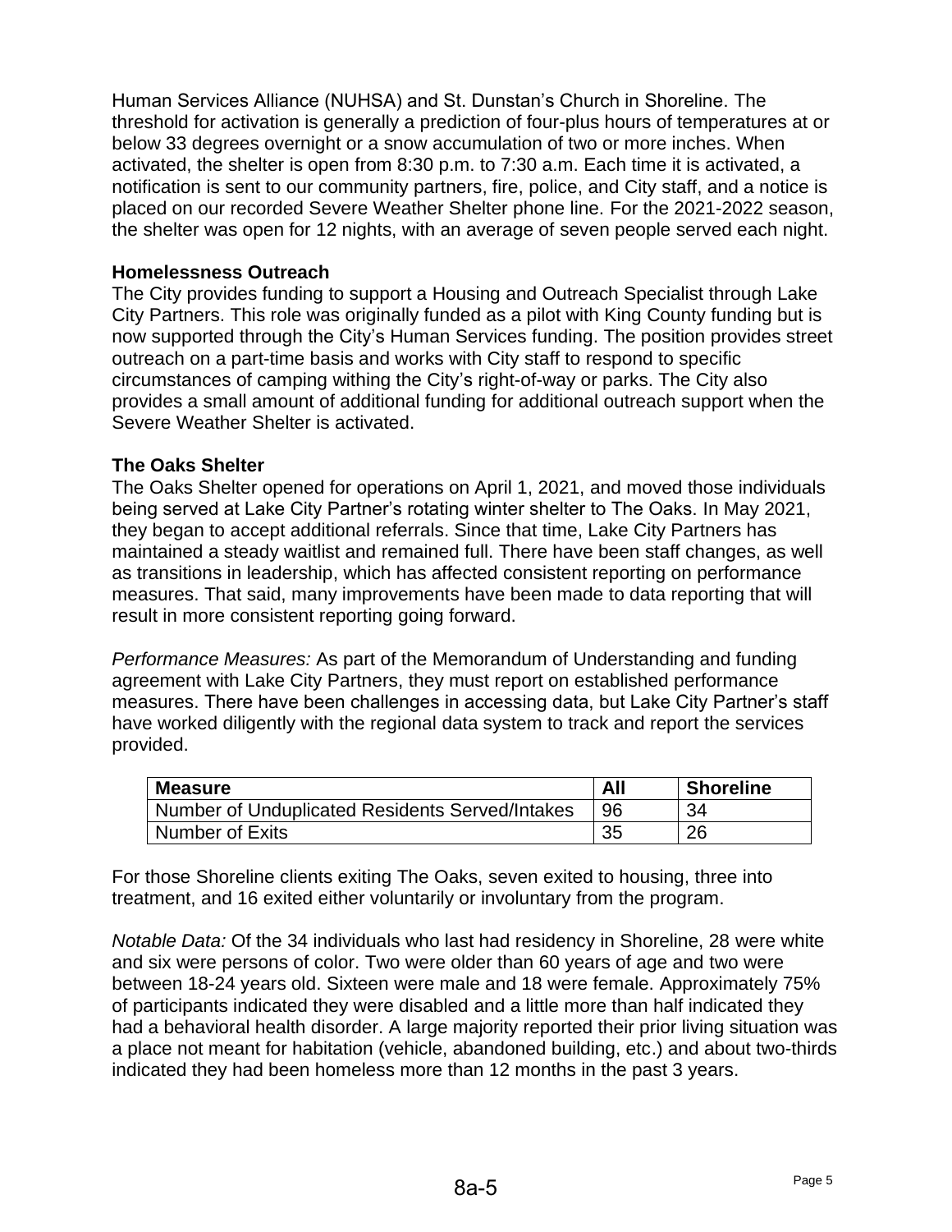Human Services Alliance (NUHSA) and St. Dunstan's Church in Shoreline. The threshold for activation is generally a prediction of four-plus hours of temperatures at or below 33 degrees overnight or a snow accumulation of two or more inches. When activated, the shelter is open from 8:30 p.m. to 7:30 a.m. Each time it is activated, a notification is sent to our community partners, fire, police, and City staff, and a notice is placed on our recorded Severe Weather Shelter phone line. For the 2021-2022 season, the shelter was open for 12 nights, with an average of seven people served each night.

**Homelessness Outreach**

The City provides funding to support a Housing and Outreach Specialist through Lake City Partners. This role was originally funded as a pilot with King County funding but is now supported through the City's Human Services funding. The position provides street outreach on a part-time basis and works with City staff to respond to specific circumstances of camping withing the City's right-of-way or parks. The City also provides a small amount of additional funding for additional outreach support when the Severe Weather Shelter is activated.

**The Oaks Shelter**

The Oaks Shelter opened for operations on April 1, 2021, and moved those individuals being served at Lake City Partner's rotating winter shelter to The Oaks. In May 2021, they began to accept additional referrals. Since that time, Lake City Partners has maintained a steady waitlist and remained full. There have been staff changes, as well as transitions in leadership, which has affected consistent reporting on performance measures. That said, many improvements have been made to data reporting that will result in more consistent reporting going forward.

*Performance Measures:* As part of the Memorandum of Understanding and funding agreement with Lake City Partners, they must report on established performance measures. There have been challenges in accessing data, but Lake City Partner's staff have worked diligently with the regional data system to track and report the services provided.

| Measure | All | Shoreline |
|---|---|---|
| Number of Unduplicated Residents Served/Intakes | 96 | 34 |
| Number of Exits | 35 | 26 |

For those Shoreline clients exiting The Oaks, seven exited to housing, three into treatment, and 16 exited either voluntarily or involuntary from the program.

*Notable Data:* Of the 34 individuals who last had residency in Shoreline, 28 were white and six were persons of color. Two were older than 60 years of age and two were between 18-24 years old. Sixteen were male and 18 were female. Approximately 75% of participants indicated they were disabled and a little more than half indicated they had a behavioral health disorder. A large majority reported their prior living situation was a place not meant for habitation (vehicle, abandoned building, etc.) and about two-thirds indicated they had been homeless more than 12 months in the past 3 years.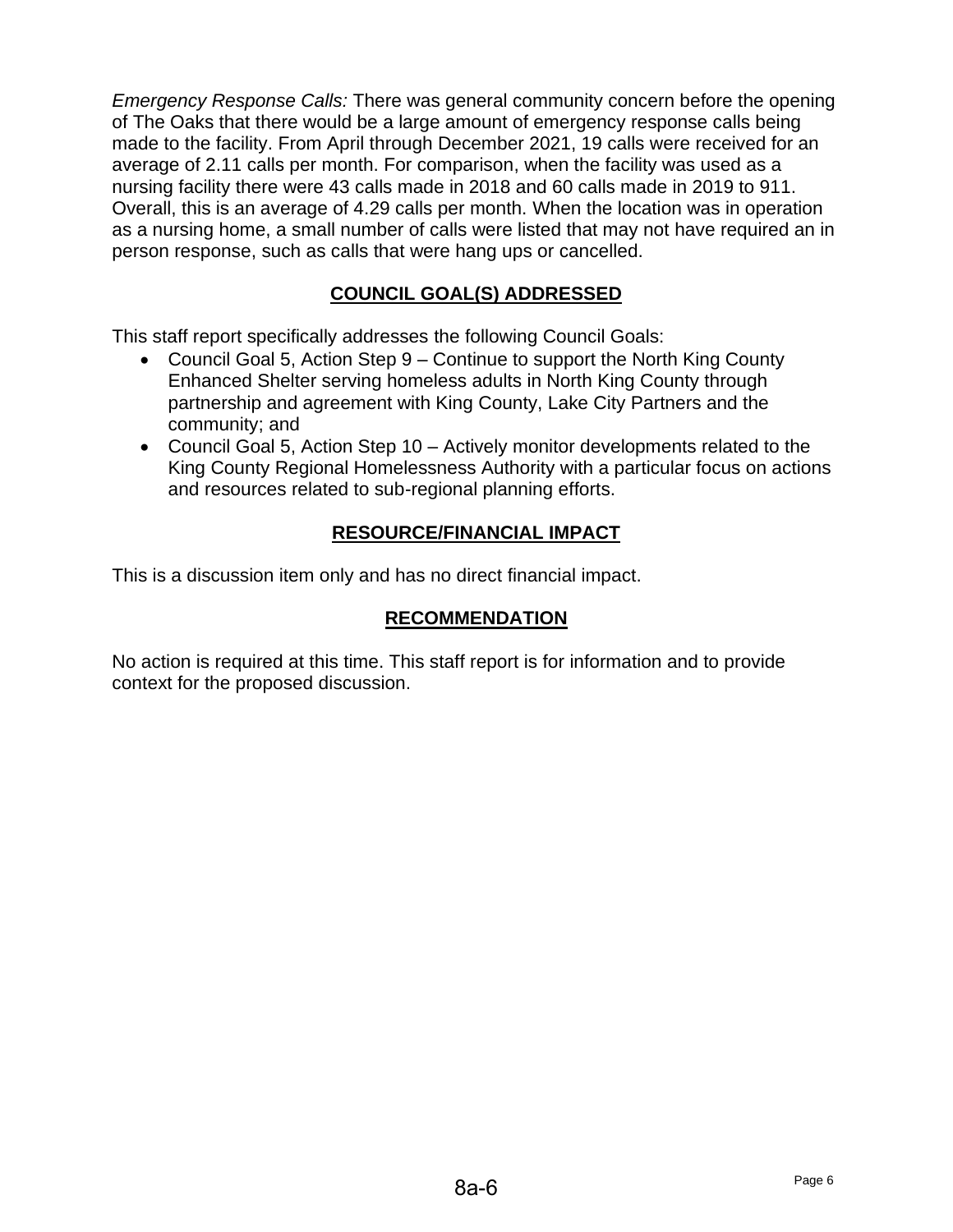*Emergency Response Calls:* There was general community concern before the opening of The Oaks that there would be a large amount of emergency response calls being made to the facility. From April through December 2021, 19 calls were received for an average of 2.11 calls per month. For comparison, when the facility was used as a nursing facility there were 43 calls made in 2018 and 60 calls made in 2019 to 911. Overall, this is an average of 4.29 calls per month. When the location was in operation as a nursing home, a small number of calls were listed that may not have required an in person response, such as calls that were hang ups or cancelled.

## COUNCIL GOAL(S) ADDRESSED

This staff report specifically addresses the following Council Goals:

- Council Goal 5, Action Step 9 – Continue to support the North King County Enhanced Shelter serving homeless adults in North King County through partnership and agreement with King County, Lake City Partners and the community; and
- Council Goal 5, Action Step 10 – Actively monitor developments related to the King County Regional Homelessness Authority with a particular focus on actions and resources related to sub-regional planning efforts.

## RESOURCE/FINANCIAL IMPACT

This is a discussion item only and has no direct financial impact.

## RECOMMENDATION

No action is required at this time. This staff report is for information and to provide context for the proposed discussion.